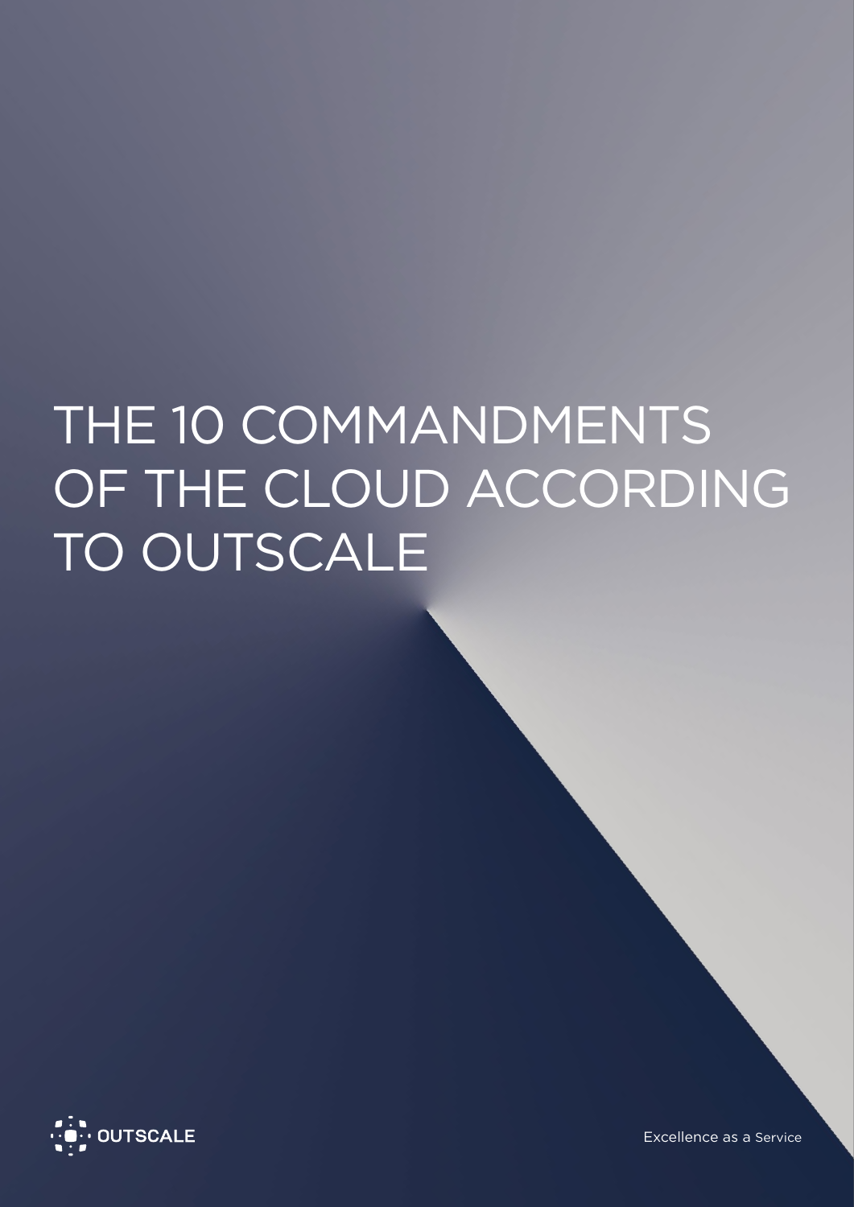# THE 10 COMMANDMENTS OF THE CLOUD ACCORDING TO OUTSCALE

OUTSCALE

Excellence as a Service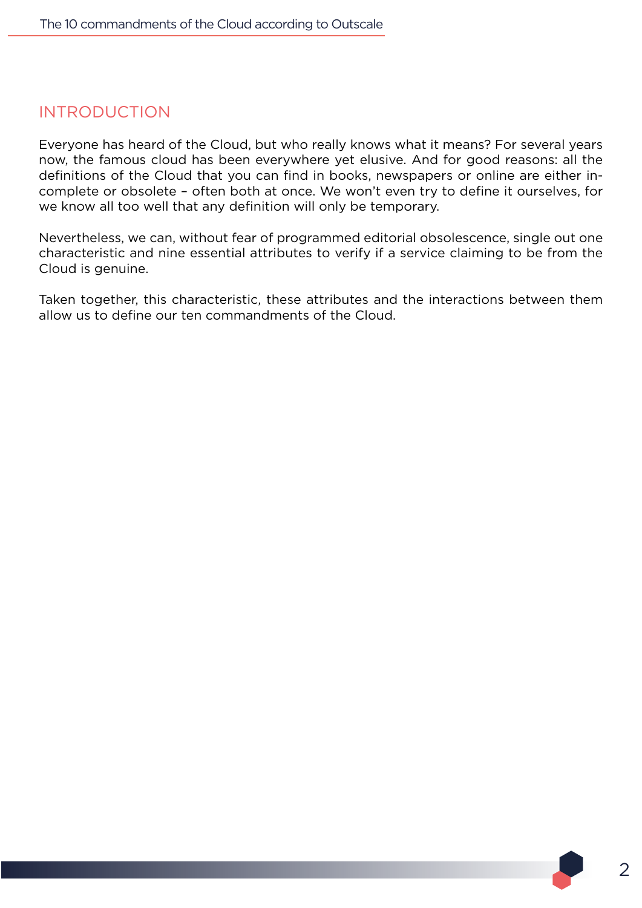## INTRODUCTION

Everyone has heard of the Cloud, but who really knows what it means? For several years now, the famous cloud has been everywhere yet elusive. And for good reasons: all the definitions of the Cloud that you can find in books, newspapers or online are either incomplete or obsolete – often both at once. We won't even try to define it ourselves, for we know all too well that any definition will only be temporary.

Nevertheless, we can, without fear of programmed editorial obsolescence, single out one characteristic and nine essential attributes to verify if a service claiming to be from the Cloud is genuine.

Taken together, this characteristic, these attributes and the interactions between them allow us to define our ten commandments of the Cloud.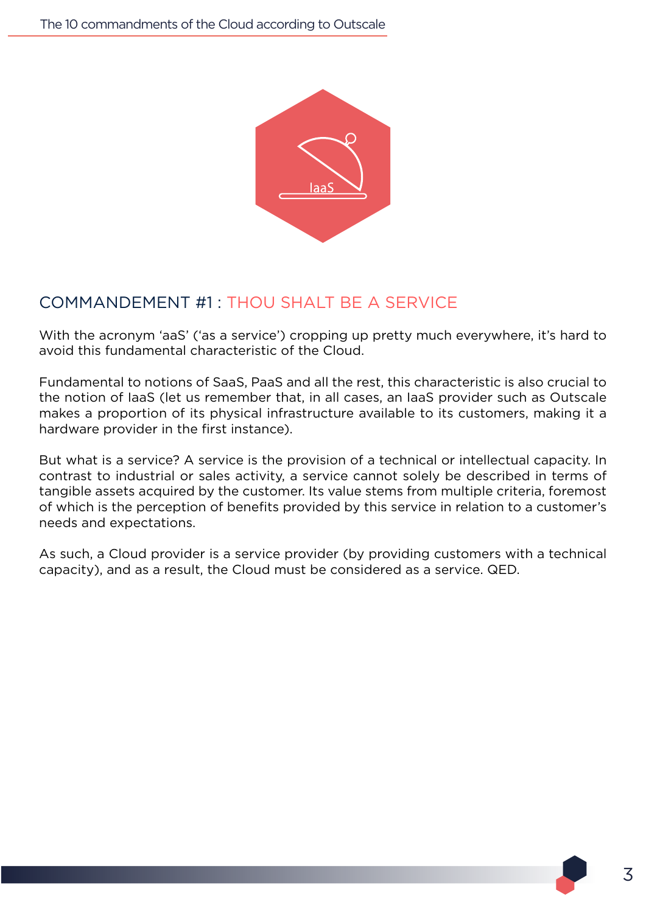## COMMANDEMENT #1 : THOU SHALT BE A SERVICE

With the acronym 'aaS' ('as a service') cropping up pretty much everywhere, it's hard to avoid this fundamental characteristic of the Cloud.

Fundamental to notions of SaaS, PaaS and all the rest, this characteristic is also crucial to the notion of IaaS (let us remember that, in all cases, an IaaS provider such as Outscale makes a proportion of its physical infrastructure available to its customers, making it a hardware provider in the first instance).

But what is a service? A service is the provision of a technical or intellectual capacity. In contrast to industrial or sales activity, a service cannot solely be described in terms of tangible assets acquired by the customer. Its value stems from multiple criteria, foremost of which is the perception of benefits provided by this service in relation to a customer's needs and expectations.

As such, a Cloud provider is a service provider (by providing customers with a technical capacity), and as a result, the Cloud must be considered as a service. QED.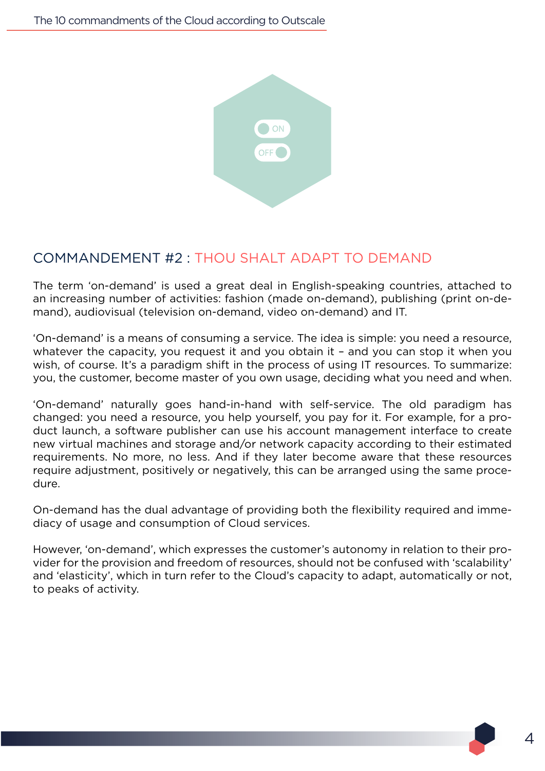## COMMANDEMENT #2 : THOU SHALT ADAPT TO DEMAND

The term 'on-demand' is used a great deal in English-speaking countries, attached to an increasing number of activities: fashion (made on-demand), publishing (print on-demand), audiovisual (television on-demand, video on-demand) and IT.

'On-demand' is a means of consuming a service. The idea is simple: you need a resource, whatever the capacity, you request it and you obtain it – and you can stop it when you wish, of course. It's a paradigm shift in the process of using IT resources. To summarize: you, the customer, become master of you own usage, deciding what you need and when.

'On-demand' naturally goes hand-in-hand with self-service. The old paradigm has changed: you need a resource, you help yourself, you pay for it. For example, for a product launch, a software publisher can use his account management interface to create new virtual machines and storage and/or network capacity according to their estimated requirements. No more, no less. And if they later become aware that these resources require adjustment, positively or negatively, this can be arranged using the same procedure.

On-demand has the dual advantage of providing both the flexibility required and immediacy of usage and consumption of Cloud services.

However, 'on-demand', which expresses the customer's autonomy in relation to their provider for the provision and freedom of resources, should not be confused with 'scalability' and 'elasticity', which in turn refer to the Cloud's capacity to adapt, automatically or not, to peaks of activity.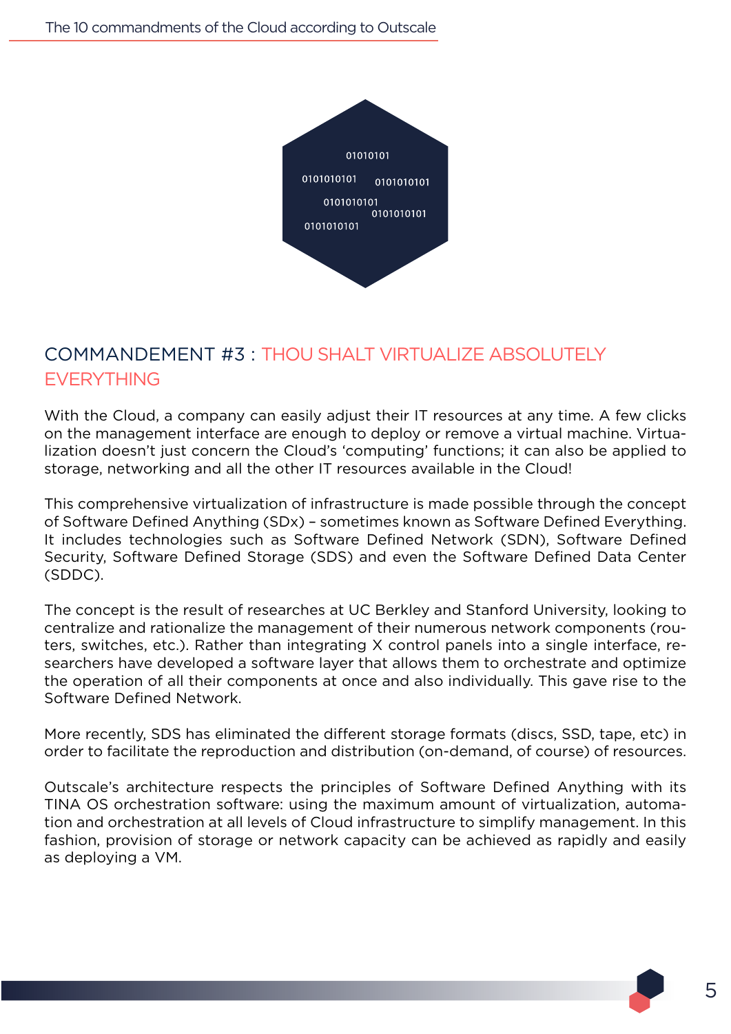## COMMANDEMENT #3 : THOU SHALT VIRTUALIZE ABSOLUTELY EVERYTHING

With the Cloud, a company can easily adjust their IT resources at any time. A few clicks on the management interface are enough to deploy or remove a virtual machine. Virtualization doesn't just concern the Cloud's 'computing' functions; it can also be applied to storage, networking and all the other IT resources available in the Cloud!

This comprehensive virtualization of infrastructure is made possible through the concept of Software Defined Anything (SDx) – sometimes known as Software Defined Everything. It includes technologies such as Software Defined Network (SDN), Software Defined Security, Software Defined Storage (SDS) and even the Software Defined Data Center (SDDC).

The concept is the result of researches at UC Berkley and Stanford University, looking to centralize and rationalize the management of their numerous network components (routers, switches, etc.). Rather than integrating X control panels into a single interface, researchers have developed a software layer that allows them to orchestrate and optimize the operation of all their components at once and also individually. This gave rise to the Software Defined Network.

More recently, SDS has eliminated the different storage formats (discs, SSD, tape, etc) in order to facilitate the reproduction and distribution (on-demand, of course) of resources.

Outscale's architecture respects the principles of Software Defined Anything with its TINA OS orchestration software: using the maximum amount of virtualization, automation and orchestration at all levels of Cloud infrastructure to simplify management. In this fashion, provision of storage or network capacity can be achieved as rapidly and easily as deploying a VM.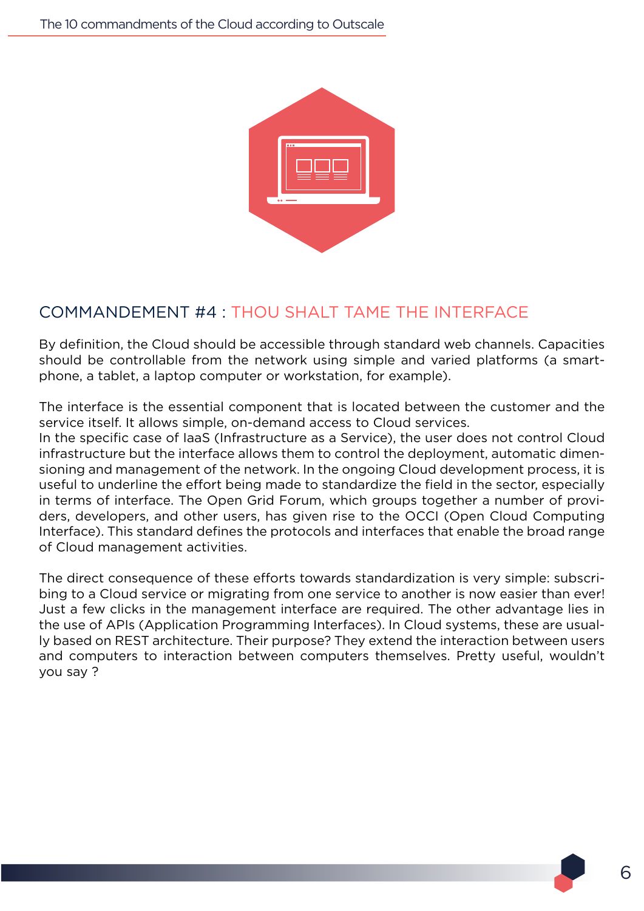## COMMANDEMENT #4 : THOU SHALT TAME THE INTERFACE

By definition, the Cloud should be accessible through standard web channels. Capacities should be controllable from the network using simple and varied platforms (a smartphone, a tablet, a laptop computer or workstation, for example).

The interface is the essential component that is located between the customer and the service itself. It allows simple, on-demand access to Cloud services.
In the specific case of IaaS (Infrastructure as a Service), the user does not control Cloud infrastructure but the interface allows them to control the deployment, automatic dimensioning and management of the network. In the ongoing Cloud development process, it is useful to underline the effort being made to standardize the field in the sector, especially in terms of interface. The Open Grid Forum, which groups together a number of providers, developers, and other users, has given rise to the OCCI (Open Cloud Computing Interface). This standard defines the protocols and interfaces that enable the broad range of Cloud management activities.

The direct consequence of these efforts towards standardization is very simple: subscribing to a Cloud service or migrating from one service to another is now easier than ever! Just a few clicks in the management interface are required. The other advantage lies in the use of APIs (Application Programming Interfaces). In Cloud systems, these are usually based on REST architecture. Their purpose? They extend the interaction between users and computers to interaction between computers themselves. Pretty useful, wouldn't you say ?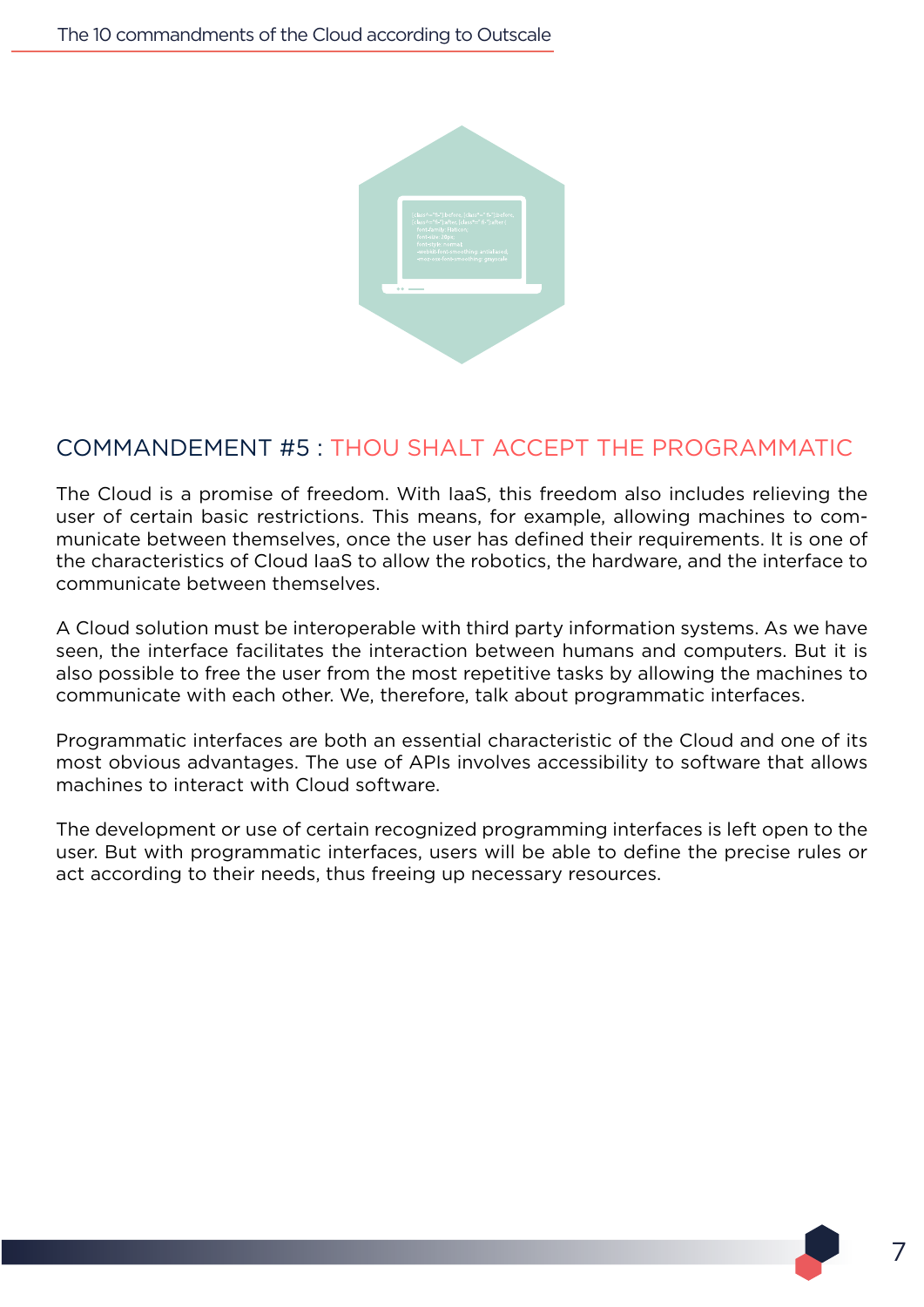## COMMANDEMENT #5 : THOU SHALT ACCEPT THE PROGRAMMATIC

The Cloud is a promise of freedom. With IaaS, this freedom also includes relieving the user of certain basic restrictions. This means, for example, allowing machines to communicate between themselves, once the user has defined their requirements. It is one of the characteristics of Cloud IaaS to allow the robotics, the hardware, and the interface to communicate between themselves.

A Cloud solution must be interoperable with third party information systems. As we have seen, the interface facilitates the interaction between humans and computers. But it is also possible to free the user from the most repetitive tasks by allowing the machines to communicate with each other. We, therefore, talk about programmatic interfaces.

Programmatic interfaces are both an essential characteristic of the Cloud and one of its most obvious advantages. The use of APIs involves accessibility to software that allows machines to interact with Cloud software.

The development or use of certain recognized programming interfaces is left open to the user. But with programmatic interfaces, users will be able to define the precise rules or act according to their needs, thus freeing up necessary resources.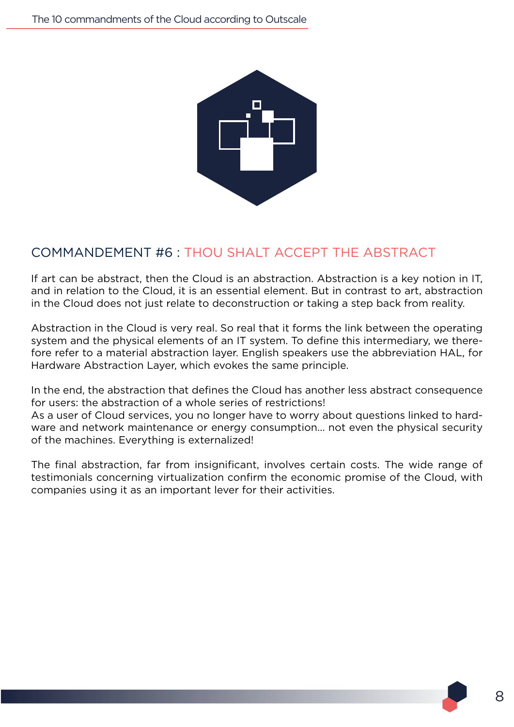## COMMANDEMENT #6 : THOU SHALT ACCEPT THE ABSTRACT

If art can be abstract, then the Cloud is an abstraction. Abstraction is a key notion in IT, and in relation to the Cloud, it is an essential element. But in contrast to art, abstraction in the Cloud does not just relate to deconstruction or taking a step back from reality.

Abstraction in the Cloud is very real. So real that it forms the link between the operating system and the physical elements of an IT system. To define this intermediary, we therefore refer to a material abstraction layer. English speakers use the abbreviation HAL, for Hardware Abstraction Layer, which evokes the same principle.

In the end, the abstraction that defines the Cloud has another less abstract consequence for users: the abstraction of a whole series of restrictions!
As a user of Cloud services, you no longer have to worry about questions linked to hardware and network maintenance or energy consumption… not even the physical security of the machines. Everything is externalized!

The final abstraction, far from insignificant, involves certain costs. The wide range of testimonials concerning virtualization confirm the economic promise of the Cloud, with companies using it as an important lever for their activities.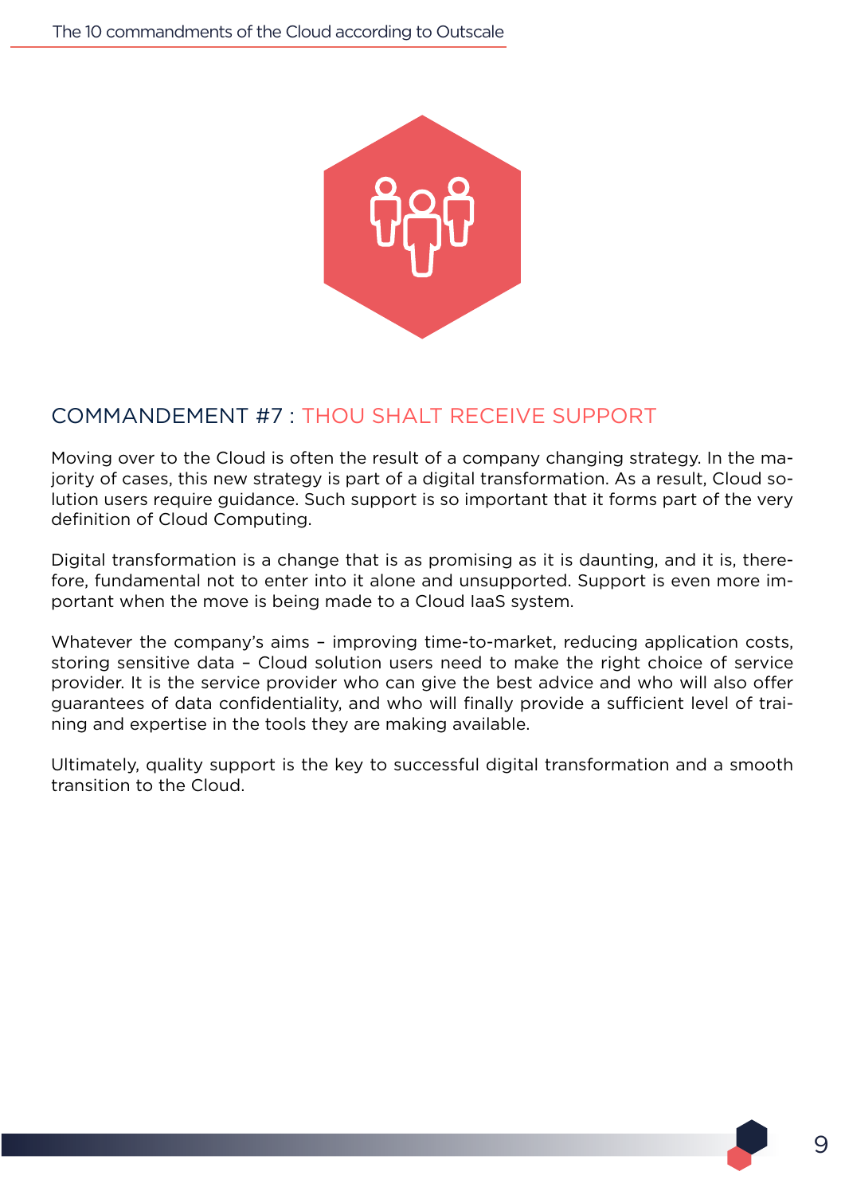## COMMANDEMENT #7 : THOU SHALT RECEIVE SUPPORT

Moving over to the Cloud is often the result of a company changing strategy. In the majority of cases, this new strategy is part of a digital transformation. As a result, Cloud solution users require guidance. Such support is so important that it forms part of the very definition of Cloud Computing.

Digital transformation is a change that is as promising as it is daunting, and it is, therefore, fundamental not to enter into it alone and unsupported. Support is even more important when the move is being made to a Cloud IaaS system.

Whatever the company's aims – improving time-to-market, reducing application costs, storing sensitive data – Cloud solution users need to make the right choice of service provider. It is the service provider who can give the best advice and who will also offer guarantees of data confidentiality, and who will finally provide a sufficient level of training and expertise in the tools they are making available.

Ultimately, quality support is the key to successful digital transformation and a smooth transition to the Cloud.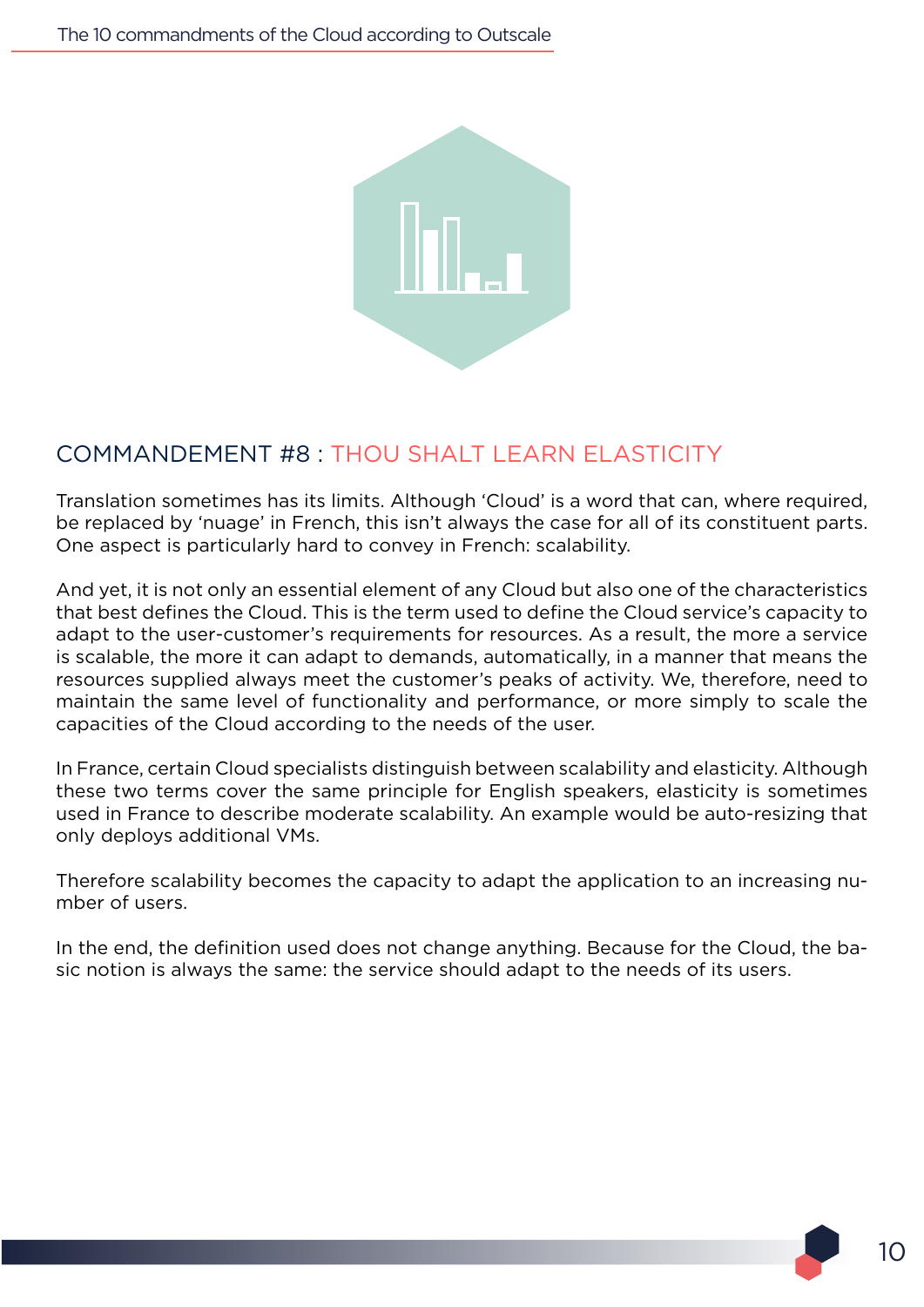## COMMANDEMENT #8 : THOU SHALT LEARN ELASTICITY

Translation sometimes has its limits. Although 'Cloud' is a word that can, where required, be replaced by 'nuage' in French, this isn't always the case for all of its constituent parts. One aspect is particularly hard to convey in French: scalability.

And yet, it is not only an essential element of any Cloud but also one of the characteristics that best defines the Cloud. This is the term used to define the Cloud service's capacity to adapt to the user-customer's requirements for resources. As a result, the more a service is scalable, the more it can adapt to demands, automatically, in a manner that means the resources supplied always meet the customer's peaks of activity. We, therefore, need to maintain the same level of functionality and performance, or more simply to scale the capacities of the Cloud according to the needs of the user.

In France, certain Cloud specialists distinguish between scalability and elasticity. Although these two terms cover the same principle for English speakers, elasticity is sometimes used in France to describe moderate scalability. An example would be auto-resizing that only deploys additional VMs.

Therefore scalability becomes the capacity to adapt the application to an increasing number of users.

In the end, the definition used does not change anything. Because for the Cloud, the basic notion is always the same: the service should adapt to the needs of its users.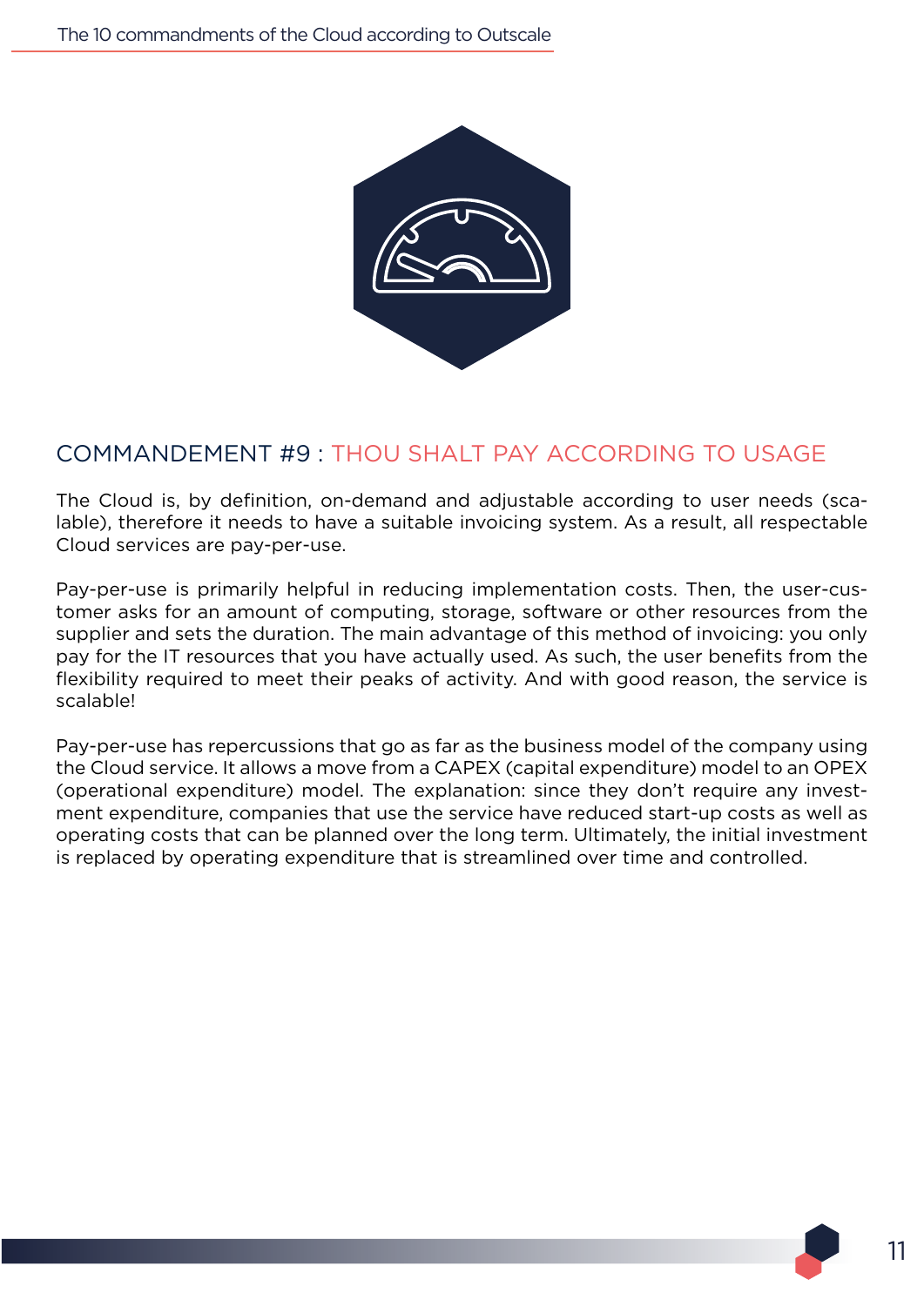## COMMANDEMENT #9 : THOU SHALT PAY ACCORDING TO USAGE

The Cloud is, by definition, on-demand and adjustable according to user needs (scalable), therefore it needs to have a suitable invoicing system. As a result, all respectable Cloud services are pay-per-use.

Pay-per-use is primarily helpful in reducing implementation costs. Then, the user-customer asks for an amount of computing, storage, software or other resources from the supplier and sets the duration. The main advantage of this method of invoicing: you only pay for the IT resources that you have actually used. As such, the user benefits from the flexibility required to meet their peaks of activity. And with good reason, the service is scalable!

Pay-per-use has repercussions that go as far as the business model of the company using the Cloud service. It allows a move from a CAPEX (capital expenditure) model to an OPEX (operational expenditure) model. The explanation: since they don't require any investment expenditure, companies that use the service have reduced start-up costs as well as operating costs that can be planned over the long term. Ultimately, the initial investment is replaced by operating expenditure that is streamlined over time and controlled.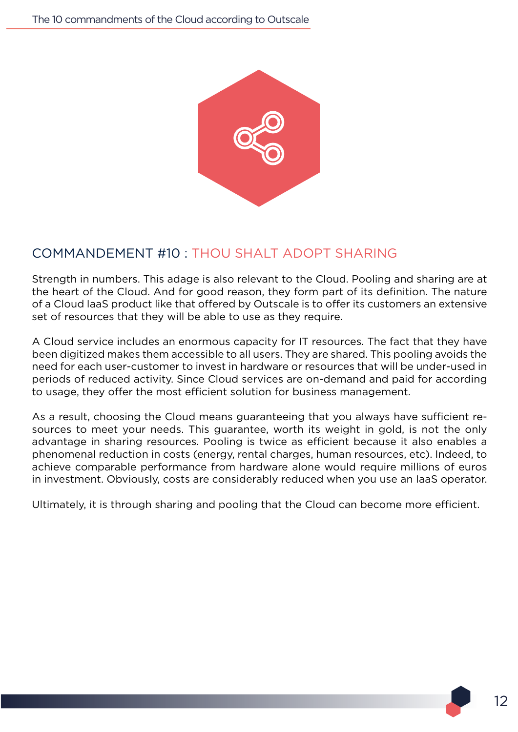## COMMANDEMENT #10 : THOU SHALT ADOPT SHARING

Strength in numbers. This adage is also relevant to the Cloud. Pooling and sharing are at the heart of the Cloud. And for good reason, they form part of its definition. The nature of a Cloud IaaS product like that offered by Outscale is to offer its customers an extensive set of resources that they will be able to use as they require.

A Cloud service includes an enormous capacity for IT resources. The fact that they have been digitized makes them accessible to all users. They are shared. This pooling avoids the need for each user-customer to invest in hardware or resources that will be under-used in periods of reduced activity. Since Cloud services are on-demand and paid for according to usage, they offer the most efficient solution for business management.

As a result, choosing the Cloud means guaranteeing that you always have sufficient resources to meet your needs. This guarantee, worth its weight in gold, is not the only advantage in sharing resources. Pooling is twice as efficient because it also enables a phenomenal reduction in costs (energy, rental charges, human resources, etc). Indeed, to achieve comparable performance from hardware alone would require millions of euros in investment. Obviously, costs are considerably reduced when you use an IaaS operator.

Ultimately, it is through sharing and pooling that the Cloud can become more efficient.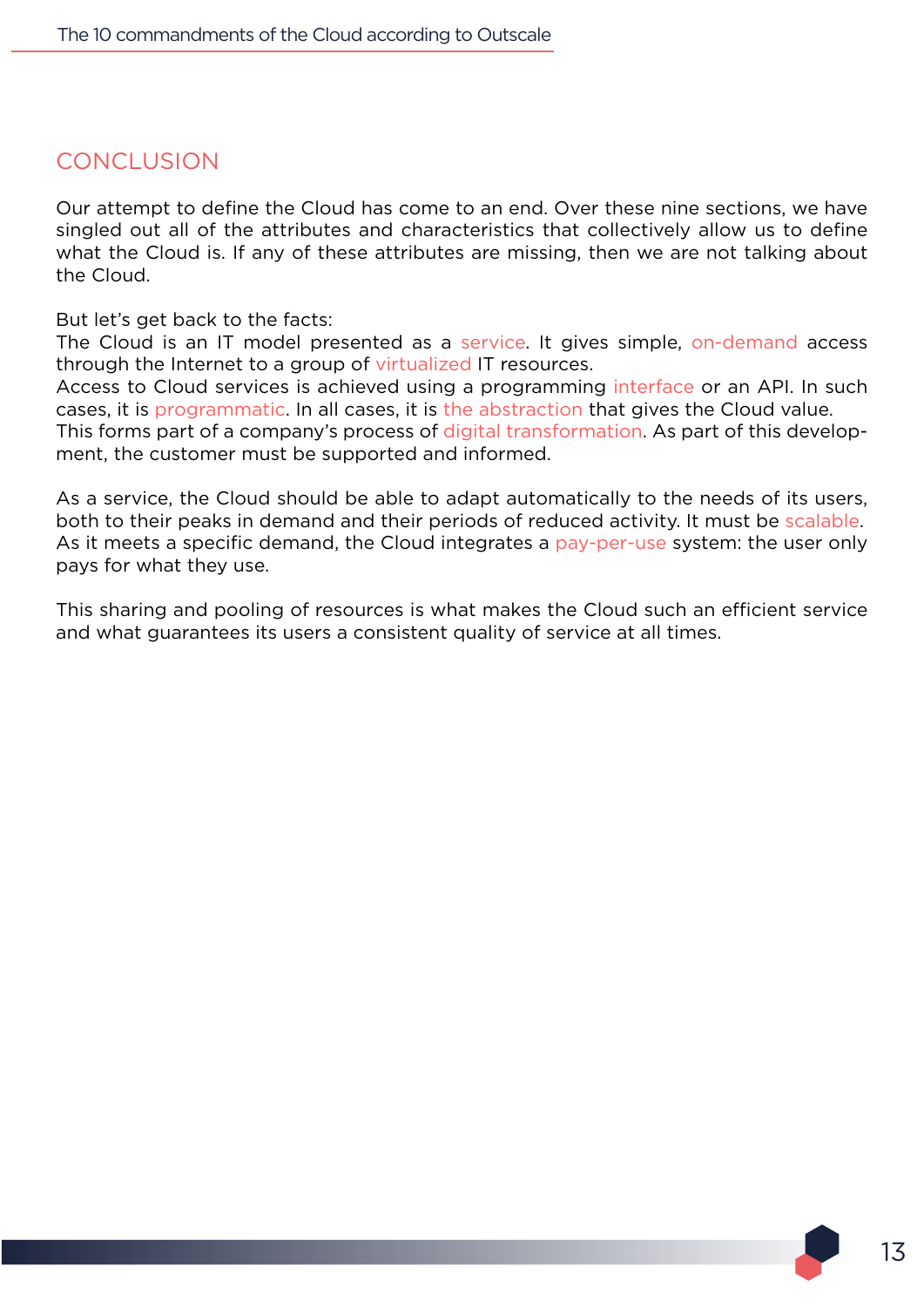## CONCLUSION

Our attempt to define the Cloud has come to an end. Over these nine sections, we have singled out all of the attributes and characteristics that collectively allow us to define what the Cloud is. If any of these attributes are missing, then we are not talking about the Cloud.

But let's get back to the facts:
The Cloud is an IT model presented as a service. It gives simple, on-demand access through the Internet to a group of virtualized IT resources.
Access to Cloud services is achieved using a programming interface or an API. In such cases, it is programmatic. In all cases, it is the abstraction that gives the Cloud value.
This forms part of a company's process of digital transformation. As part of this development, the customer must be supported and informed.

As a service, the Cloud should be able to adapt automatically to the needs of its users, both to their peaks in demand and their periods of reduced activity. It must be scalable.
As it meets a specific demand, the Cloud integrates a pay-per-use system: the user only pays for what they use.

This sharing and pooling of resources is what makes the Cloud such an efficient service and what guarantees its users a consistent quality of service at all times.